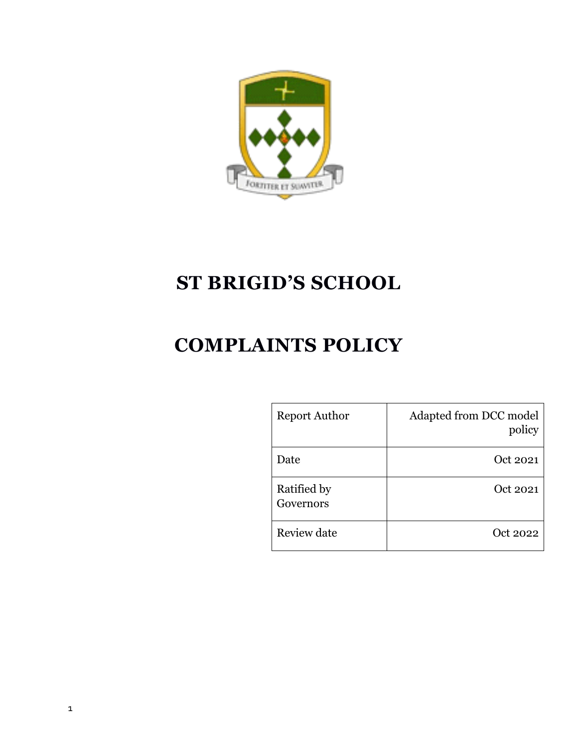# ST BRIGID'S SCHOOL

# COMPLAINTS POLICY

| Report Author | Adapted from DCC model policy |
|---|---|
| Date | Oct 2021 |
| Ratified by Governors | Oct 2021 |
| Review date | Oct 2022 |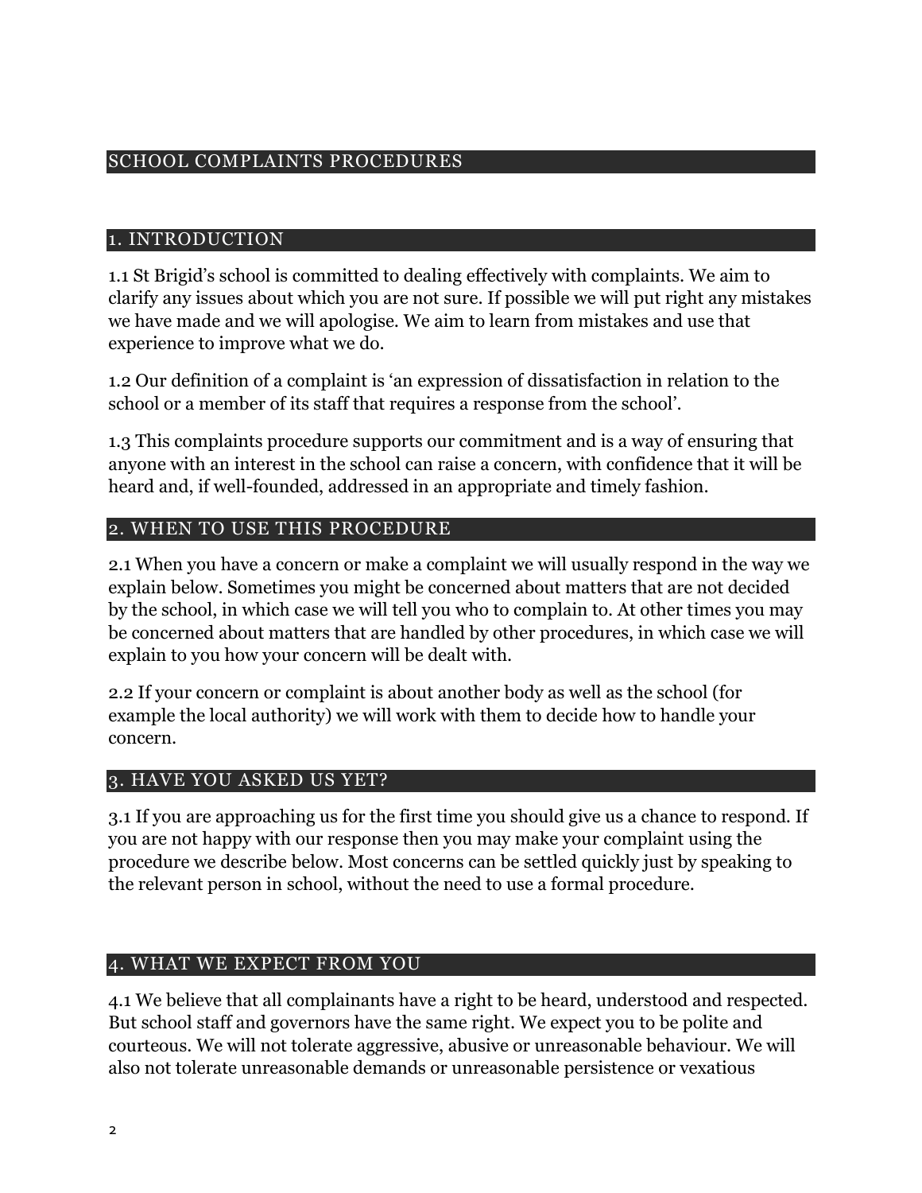# SCHOOL COMPLAINTS PROCEDURES

## 1. INTRODUCTION

1.1 St Brigid's school is committed to dealing effectively with complaints. We aim to clarify any issues about which you are not sure. If possible we will put right any mistakes we have made and we will apologise. We aim to learn from mistakes and use that experience to improve what we do.

1.2 Our definition of a complaint is 'an expression of dissatisfaction in relation to the school or a member of its staff that requires a response from the school'.

1.3 This complaints procedure supports our commitment and is a way of ensuring that anyone with an interest in the school can raise a concern, with confidence that it will be heard and, if well-founded, addressed in an appropriate and timely fashion.

## 2. WHEN TO USE THIS PROCEDURE

2.1 When you have a concern or make a complaint we will usually respond in the way we explain below. Sometimes you might be concerned about matters that are not decided by the school, in which case we will tell you who to complain to. At other times you may be concerned about matters that are handled by other procedures, in which case we will explain to you how your concern will be dealt with.

2.2 If your concern or complaint is about another body as well as the school (for example the local authority) we will work with them to decide how to handle your concern.

## 3. HAVE YOU ASKED US YET?

3.1 If you are approaching us for the first time you should give us a chance to respond. If you are not happy with our response then you may make your complaint using the procedure we describe below. Most concerns can be settled quickly just by speaking to the relevant person in school, without the need to use a formal procedure.

## 4. WHAT WE EXPECT FROM YOU

4.1 We believe that all complainants have a right to be heard, understood and respected. But school staff and governors have the same right. We expect you to be polite and courteous. We will not tolerate aggressive, abusive or unreasonable behaviour. We will also not tolerate unreasonable demands or unreasonable persistence or vexatious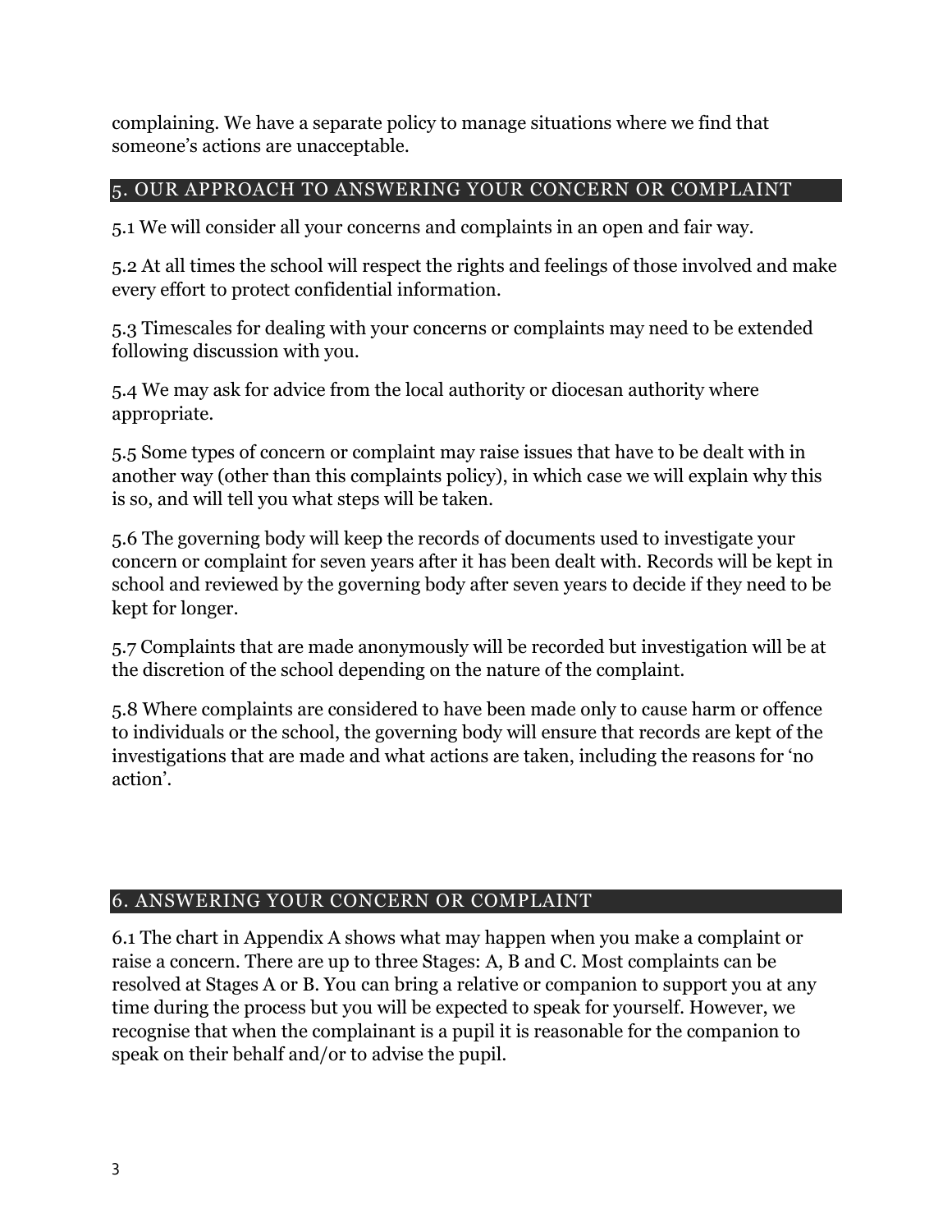complaining. We have a separate policy to manage situations where we find that someone's actions are unacceptable.

## 5. OUR APPROACH TO ANSWERING YOUR CONCERN OR COMPLAINT

5.1 We will consider all your concerns and complaints in an open and fair way.

5.2 At all times the school will respect the rights and feelings of those involved and make every effort to protect confidential information.

5.3 Timescales for dealing with your concerns or complaints may need to be extended following discussion with you.

5.4 We may ask for advice from the local authority or diocesan authority where appropriate.

5.5 Some types of concern or complaint may raise issues that have to be dealt with in another way (other than this complaints policy), in which case we will explain why this is so, and will tell you what steps will be taken.

5.6 The governing body will keep the records of documents used to investigate your concern or complaint for seven years after it has been dealt with. Records will be kept in school and reviewed by the governing body after seven years to decide if they need to be kept for longer.

5.7 Complaints that are made anonymously will be recorded but investigation will be at the discretion of the school depending on the nature of the complaint.

5.8 Where complaints are considered to have been made only to cause harm or offence to individuals or the school, the governing body will ensure that records are kept of the investigations that are made and what actions are taken, including the reasons for 'no action'.

## 6. ANSWERING YOUR CONCERN OR COMPLAINT

6.1 The chart in Appendix A shows what may happen when you make a complaint or raise a concern. There are up to three Stages: A, B and C. Most complaints can be resolved at Stages A or B. You can bring a relative or companion to support you at any time during the process but you will be expected to speak for yourself. However, we recognise that when the complainant is a pupil it is reasonable for the companion to speak on their behalf and/or to advise the pupil.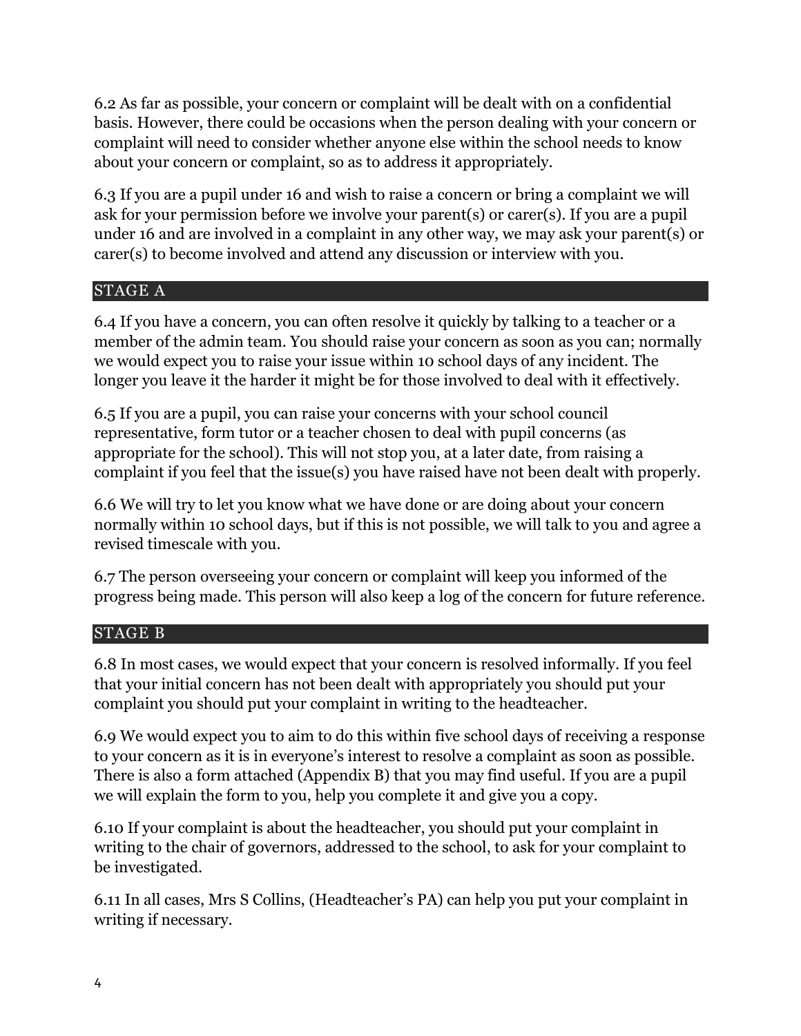6.2 As far as possible, your concern or complaint will be dealt with on a confidential basis. However, there could be occasions when the person dealing with your concern or complaint will need to consider whether anyone else within the school needs to know about your concern or complaint, so as to address it appropriately.

6.3 If you are a pupil under 16 and wish to raise a concern or bring a complaint we will ask for your permission before we involve your parent(s) or carer(s). If you are a pupil under 16 and are involved in a complaint in any other way, we may ask your parent(s) or carer(s) to become involved and attend any discussion or interview with you.

## STAGE A

6.4 If you have a concern, you can often resolve it quickly by talking to a teacher or a member of the admin team. You should raise your concern as soon as you can; normally we would expect you to raise your issue within 10 school days of any incident. The longer you leave it the harder it might be for those involved to deal with it effectively.

6.5 If you are a pupil, you can raise your concerns with your school council representative, form tutor or a teacher chosen to deal with pupil concerns (as appropriate for the school). This will not stop you, at a later date, from raising a complaint if you feel that the issue(s) you have raised have not been dealt with properly.

6.6 We will try to let you know what we have done or are doing about your concern normally within 10 school days, but if this is not possible, we will talk to you and agree a revised timescale with you.

6.7 The person overseeing your concern or complaint will keep you informed of the progress being made. This person will also keep a log of the concern for future reference.

## STAGE B

6.8 In most cases, we would expect that your concern is resolved informally. If you feel that your initial concern has not been dealt with appropriately you should put your complaint you should put your complaint in writing to the headteacher.

6.9 We would expect you to aim to do this within five school days of receiving a response to your concern as it is in everyone's interest to resolve a complaint as soon as possible. There is also a form attached (Appendix B) that you may find useful. If you are a pupil we will explain the form to you, help you complete it and give you a copy.

6.10 If your complaint is about the headteacher, you should put your complaint in writing to the chair of governors, addressed to the school, to ask for your complaint to be investigated.

6.11 In all cases, Mrs S Collins, (Headteacher's PA) can help you put your complaint in writing if necessary.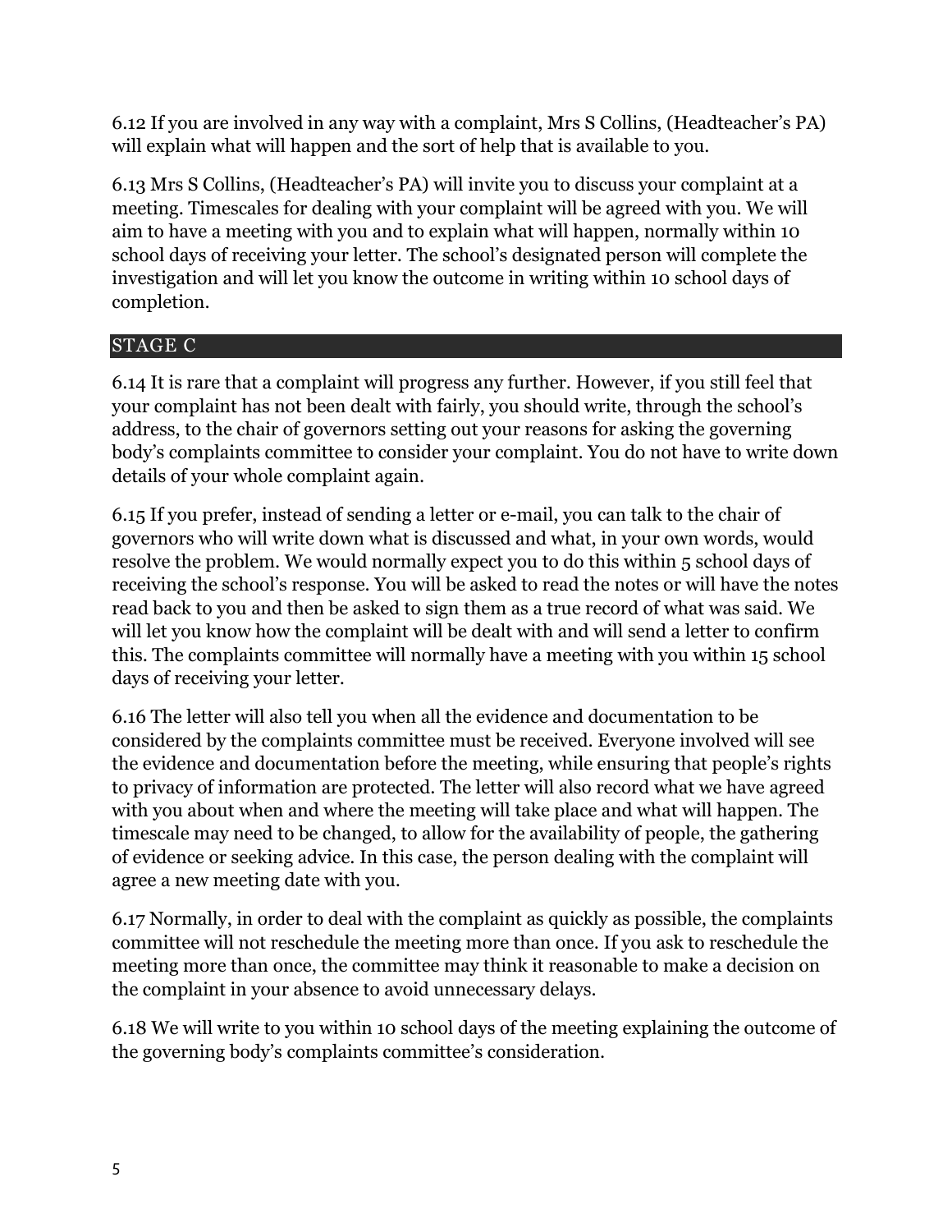6.12 If you are involved in any way with a complaint, Mrs S Collins, (Headteacher's PA) will explain what will happen and the sort of help that is available to you.

6.13 Mrs S Collins, (Headteacher's PA) will invite you to discuss your complaint at a meeting. Timescales for dealing with your complaint will be agreed with you. We will aim to have a meeting with you and to explain what will happen, normally within 10 school days of receiving your letter. The school's designated person will complete the investigation and will let you know the outcome in writing within 10 school days of completion.

## STAGE C

6.14 It is rare that a complaint will progress any further. However, if you still feel that your complaint has not been dealt with fairly, you should write, through the school's address, to the chair of governors setting out your reasons for asking the governing body's complaints committee to consider your complaint. You do not have to write down details of your whole complaint again.

6.15 If you prefer, instead of sending a letter or e-mail, you can talk to the chair of governors who will write down what is discussed and what, in your own words, would resolve the problem. We would normally expect you to do this within 5 school days of receiving the school's response. You will be asked to read the notes or will have the notes read back to you and then be asked to sign them as a true record of what was said. We will let you know how the complaint will be dealt with and will send a letter to confirm this. The complaints committee will normally have a meeting with you within 15 school days of receiving your letter.

6.16 The letter will also tell you when all the evidence and documentation to be considered by the complaints committee must be received. Everyone involved will see the evidence and documentation before the meeting, while ensuring that people's rights to privacy of information are protected. The letter will also record what we have agreed with you about when and where the meeting will take place and what will happen. The timescale may need to be changed, to allow for the availability of people, the gathering of evidence or seeking advice. In this case, the person dealing with the complaint will agree a new meeting date with you.

6.17 Normally, in order to deal with the complaint as quickly as possible, the complaints committee will not reschedule the meeting more than once. If you ask to reschedule the meeting more than once, the committee may think it reasonable to make a decision on the complaint in your absence to avoid unnecessary delays.

6.18 We will write to you within 10 school days of the meeting explaining the outcome of the governing body's complaints committee's consideration.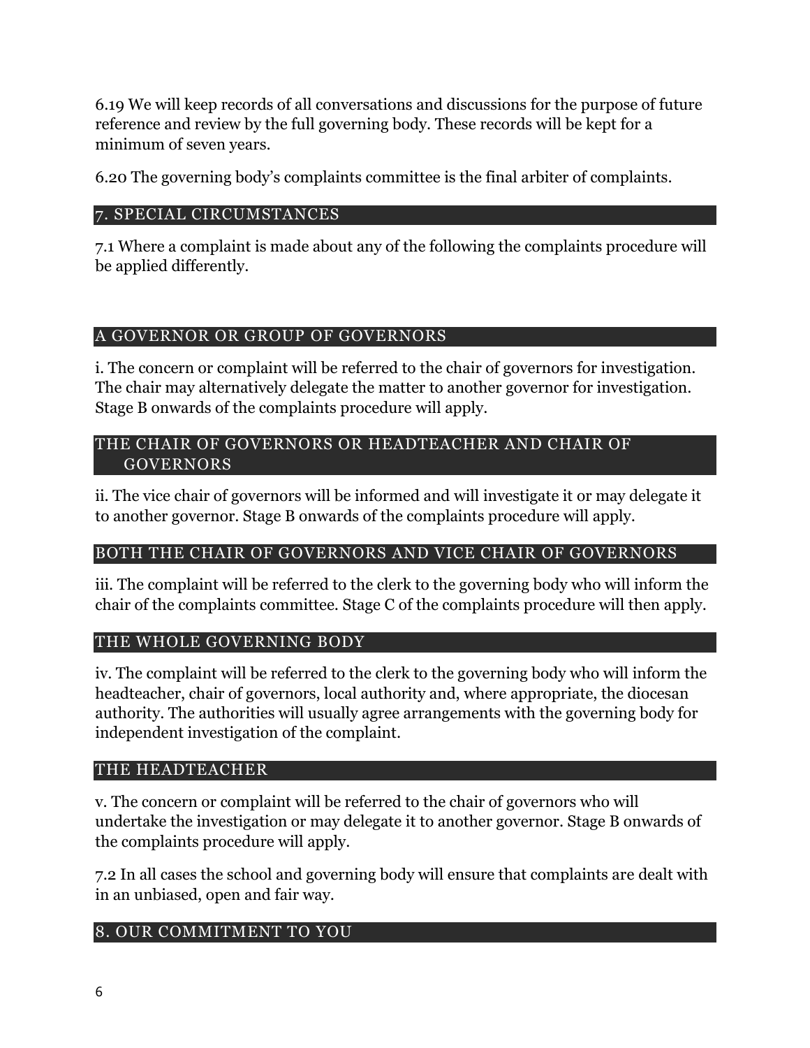6.19 We will keep records of all conversations and discussions for the purpose of future reference and review by the full governing body. These records will be kept for a minimum of seven years.

6.20 The governing body's complaints committee is the final arbiter of complaints.

## 7. SPECIAL CIRCUMSTANCES

7.1 Where a complaint is made about any of the following the complaints procedure will be applied differently.

### A GOVERNOR OR GROUP OF GOVERNORS

i. The concern or complaint will be referred to the chair of governors for investigation. The chair may alternatively delegate the matter to another governor for investigation. Stage B onwards of the complaints procedure will apply.

### THE CHAIR OF GOVERNORS OR HEADTEACHER AND CHAIR OF GOVERNORS

ii. The vice chair of governors will be informed and will investigate it or may delegate it to another governor. Stage B onwards of the complaints procedure will apply.

### BOTH THE CHAIR OF GOVERNORS AND VICE CHAIR OF GOVERNORS

iii. The complaint will be referred to the clerk to the governing body who will inform the chair of the complaints committee. Stage C of the complaints procedure will then apply.

### THE WHOLE GOVERNING BODY

iv. The complaint will be referred to the clerk to the governing body who will inform the headteacher, chair of governors, local authority and, where appropriate, the diocesan authority. The authorities will usually agree arrangements with the governing body for independent investigation of the complaint.

### THE HEADTEACHER

v. The concern or complaint will be referred to the chair of governors who will undertake the investigation or may delegate it to another governor. Stage B onwards of the complaints procedure will apply.

7.2 In all cases the school and governing body will ensure that complaints are dealt with in an unbiased, open and fair way.

## 8. OUR COMMITMENT TO YOU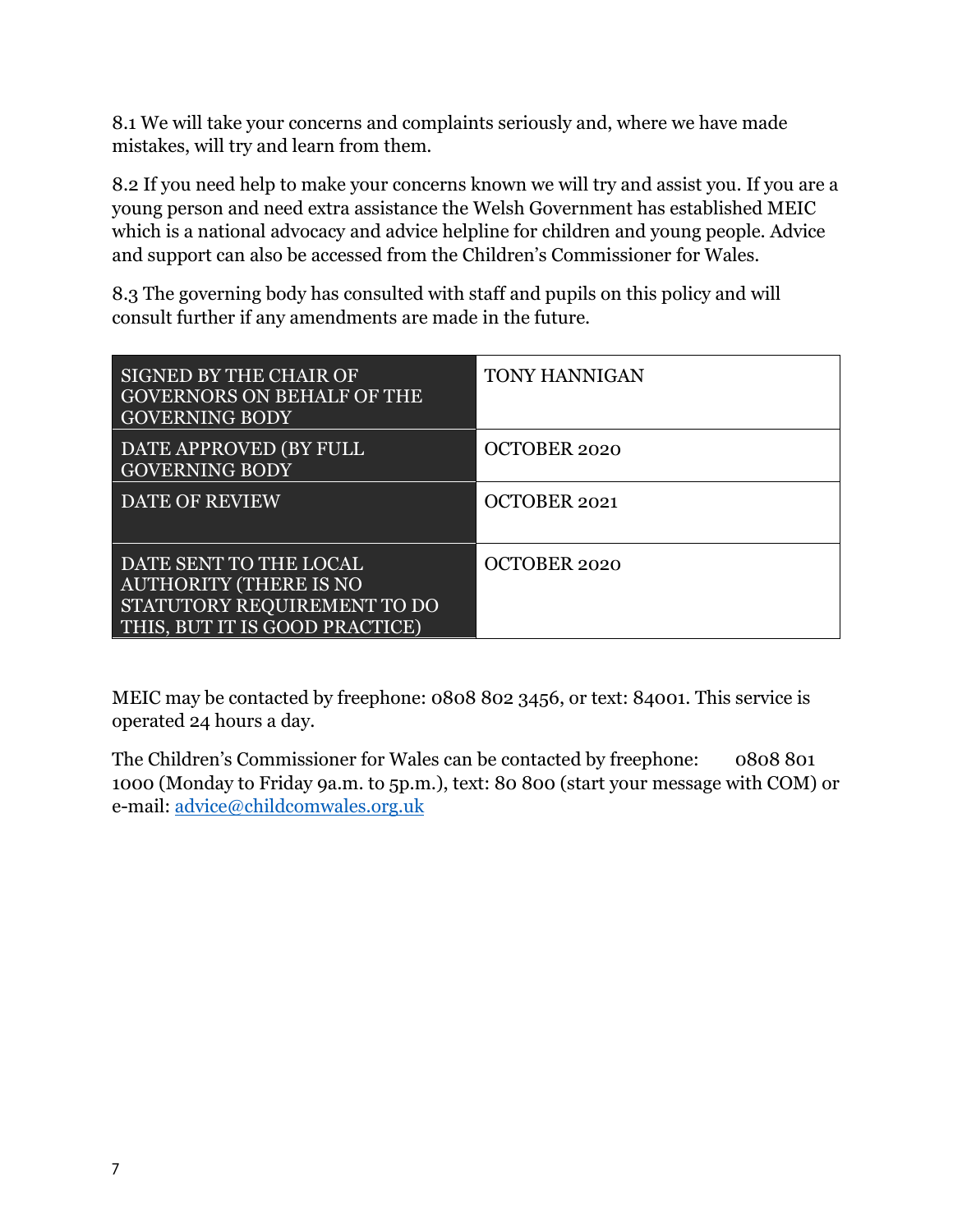8.1 We will take your concerns and complaints seriously and, where we have made mistakes, will try and learn from them.

8.2 If you need help to make your concerns known we will try and assist you. If you are a young person and need extra assistance the Welsh Government has established MEIC which is a national advocacy and advice helpline for children and young people. Advice and support can also be accessed from the Children's Commissioner for Wales.

8.3 The governing body has consulted with staff and pupils on this policy and will consult further if any amendments are made in the future.

| | |
|---|---|
| SIGNED BY THE CHAIR OF GOVERNORS ON BEHALF OF THE GOVERNING BODY | TONY HANNIGAN |
| DATE APPROVED (BY FULL GOVERNING BODY | OCTOBER 2020 |
| DATE OF REVIEW | OCTOBER 2021 |
| DATE SENT TO THE LOCAL AUTHORITY (THERE IS NO STATUTORY REQUIREMENT TO DO THIS, BUT IT IS GOOD PRACTICE) | OCTOBER 2020 |

MEIC may be contacted by freephone: 0808 802 3456, or text: 84001. This service is operated 24 hours a day.

The Children's Commissioner for Wales can be contacted by freephone: 0808 801 1000 (Monday to Friday 9a.m. to 5p.m.), text: 80 800 (start your message with COM) or e-mail: [advice@childcomwales.org.uk](mailto:advice@childcomwales.org.uk)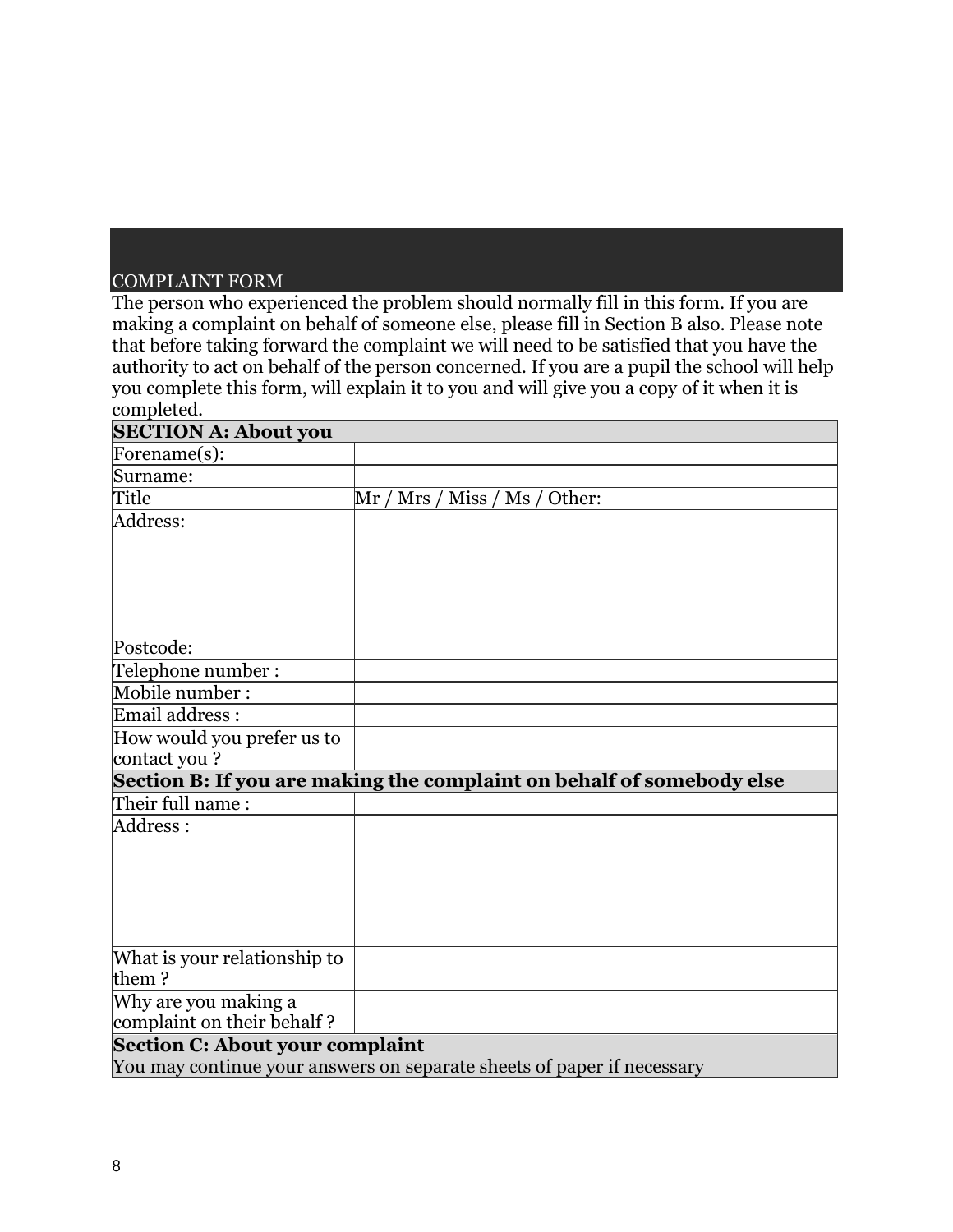## COMPLAINT FORM

The person who experienced the problem should normally fill in this form. If you are making a complaint on behalf of someone else, please fill in Section B also. Please note that before taking forward the complaint we will need to be satisfied that you have the authority to act on behalf of the person concerned. If you are a pupil the school will help you complete this form, will explain it to you and will give you a copy of it when it is completed.

| **SECTION A: About you** | |
|---|---|
| Forename(s): | |
| Surname: | |
| Title | Mr / Mrs / Miss / Ms / Other: |
| Address: | |
| Postcode: | |
| Telephone number : | |
| Mobile number : | |
| Email address : | |
| How would you prefer us to contact you ? | |
| **Section B: If you are making the complaint on behalf of somebody else** | |
| Their full name : | |
| Address : | |
| What is your relationship to them ? | |
| Why are you making a complaint on their behalf ? | |
| **Section C: About your complaint**<br>You may continue your answers on separate sheets of paper if necessary | |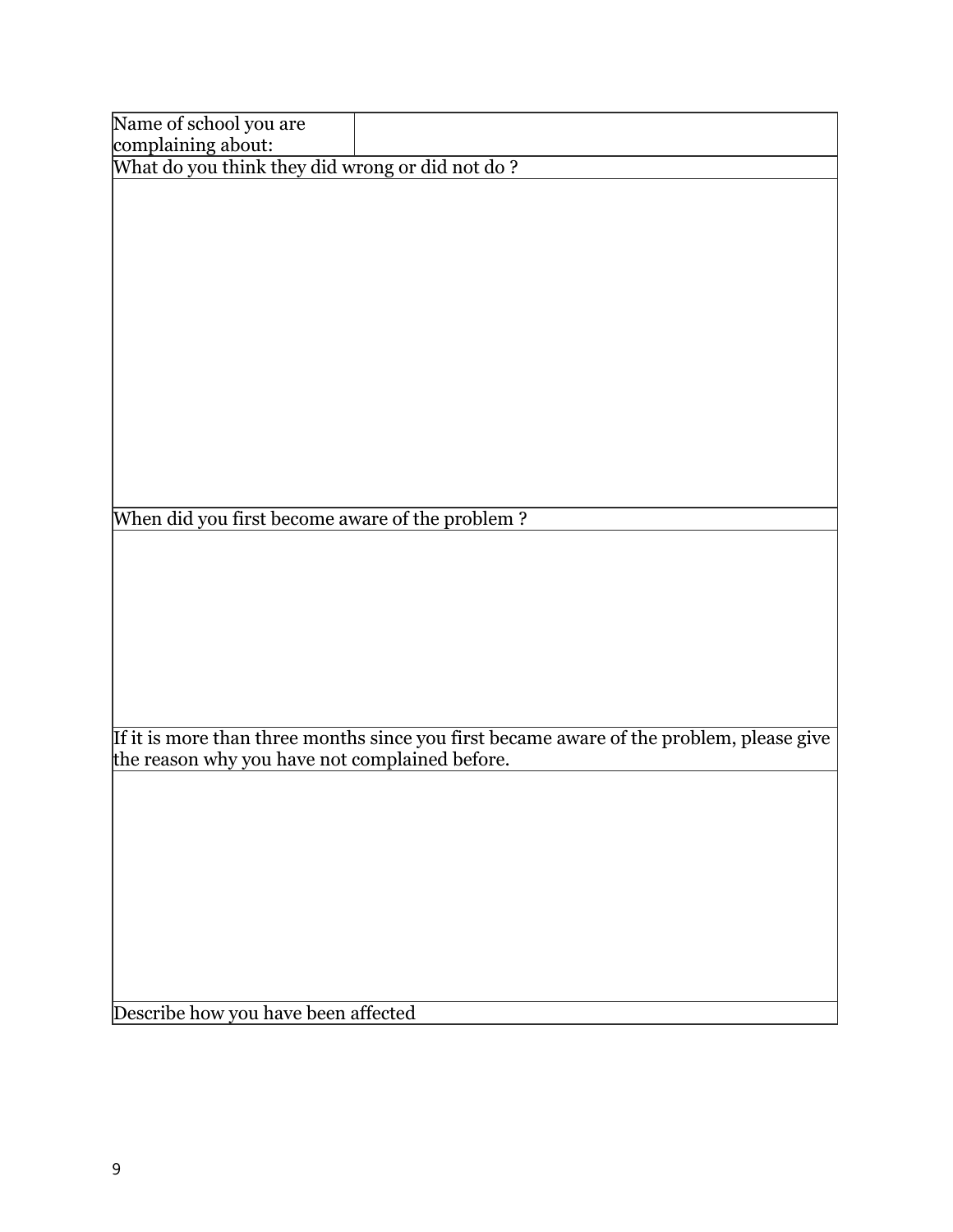| Name of school you are complaining about: | |
|---|---|
| What do you think they did wrong or did not do ? | |
| | |
| When did you first become aware of the problem ? | |
| | |
| If it is more than three months since you first became aware of the problem, please give the reason why you have not complained before. | |
| | |
| Describe how you have been affected | |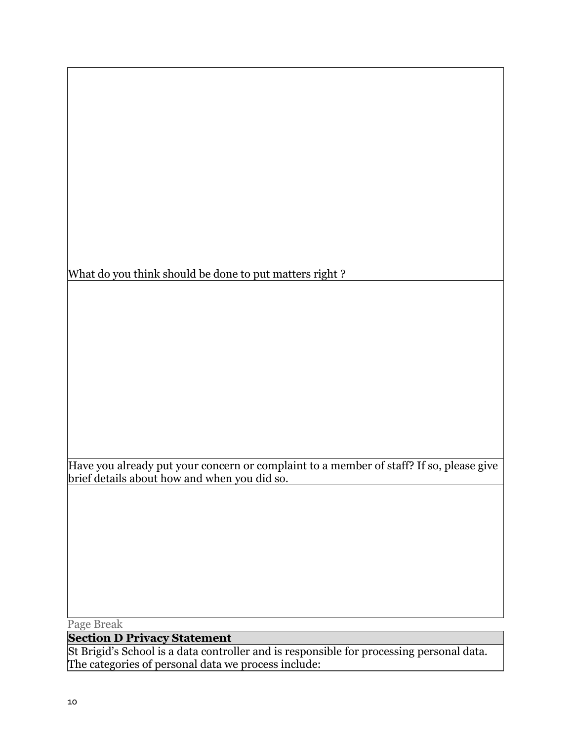| |
|---|
| |
| What do you think should be done to put matters right ? |
| |
| Have you already put your concern or complaint to a member of staff? If so, please give brief details about how and when you did so. |
| |

Page Break

| **Section D Privacy Statement** |
|---|
| St Brigid’s School is a data controller and is responsible for processing personal data. The categories of personal data we process include: |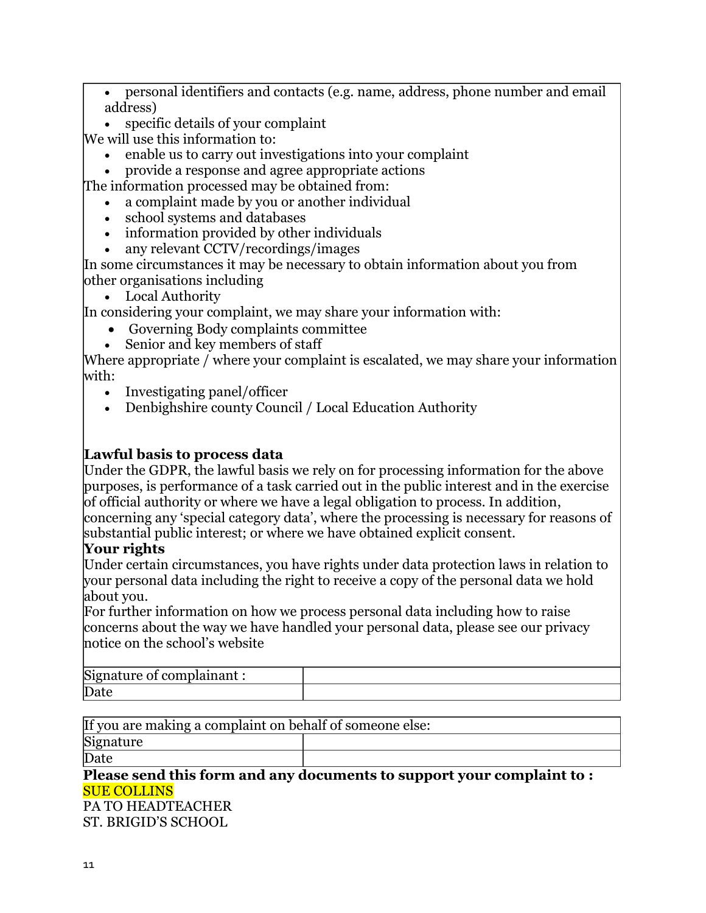- personal identifiers and contacts (e.g. name, address, phone number and email address)
- specific details of your complaint

We will use this information to:

- enable us to carry out investigations into your complaint
- provide a response and agree appropriate actions

The information processed may be obtained from:

- a complaint made by you or another individual
- school systems and databases
- information provided by other individuals
- any relevant CCTV/recordings/images

In some circumstances it may be necessary to obtain information about you from other organisations including

- Local Authority

In considering your complaint, we may share your information with:

- Governing Body complaints committee
- Senior and key members of staff

Where appropriate / where your complaint is escalated, we may share your information with:

- Investigating panel/officer
- Denbighshire county Council / Local Education Authority

**Lawful basis to process data**

Under the GDPR, the lawful basis we rely on for processing information for the above purposes, is performance of a task carried out in the public interest and in the exercise of official authority or where we have a legal obligation to process. In addition, concerning any 'special category data', where the processing is necessary for reasons of substantial public interest; or where we have obtained explicit consent.

**Your rights**

Under certain circumstances, you have rights under data protection laws in relation to your personal data including the right to receive a copy of the personal data we hold about you.

For further information on how we process personal data including how to raise concerns about the way we have handled your personal data, please see our privacy notice on the school's website

| Signature of complainant : | |
|---|---|
| Date | |

| If you are making a complaint on behalf of someone else: | |
|---|---|
| Signature | |
| Date | |

**Please send this form and any documents to support your complaint to :**

SUE COLLINS
PA TO HEADTEACHER
ST. BRIGID'S SCHOOL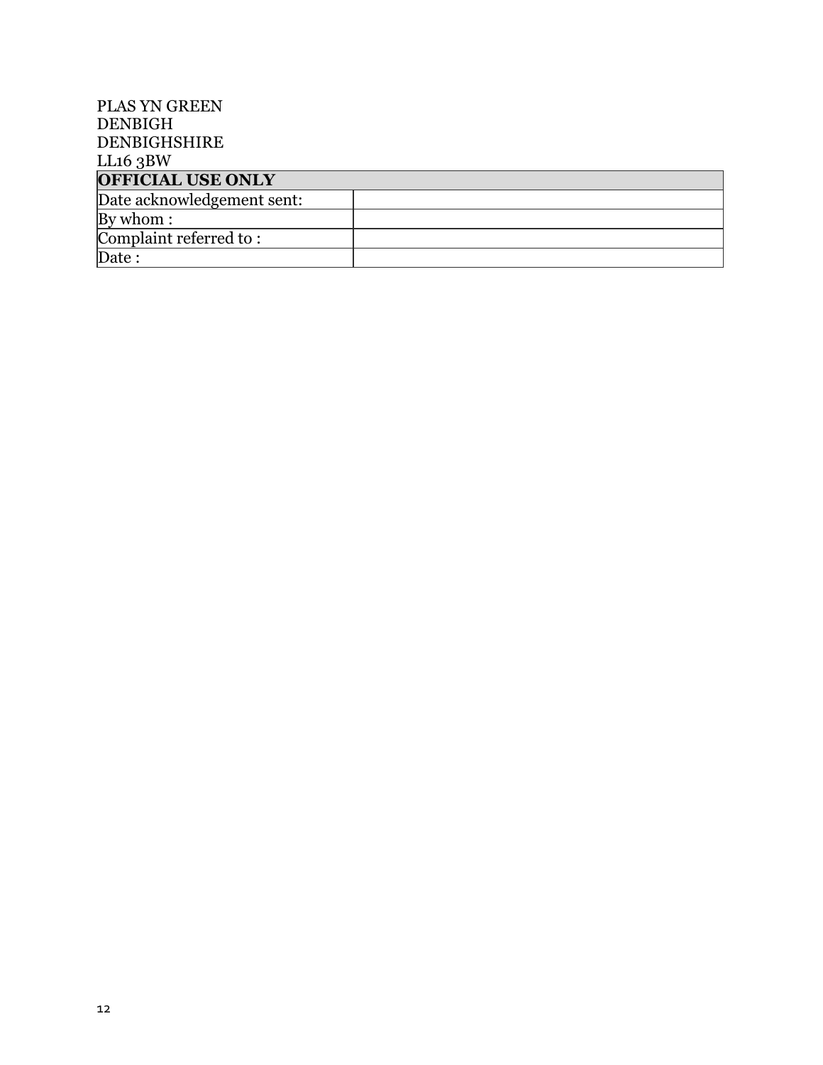PLAS YN GREEN
DENBIGH
DENBIGHSHIRE
LL16 3BW

| **OFFICIAL USE ONLY** | |
| --- | --- |
| Date acknowledgement sent: | |
| By whom : | |
| Complaint referred to : | |
| Date : | |